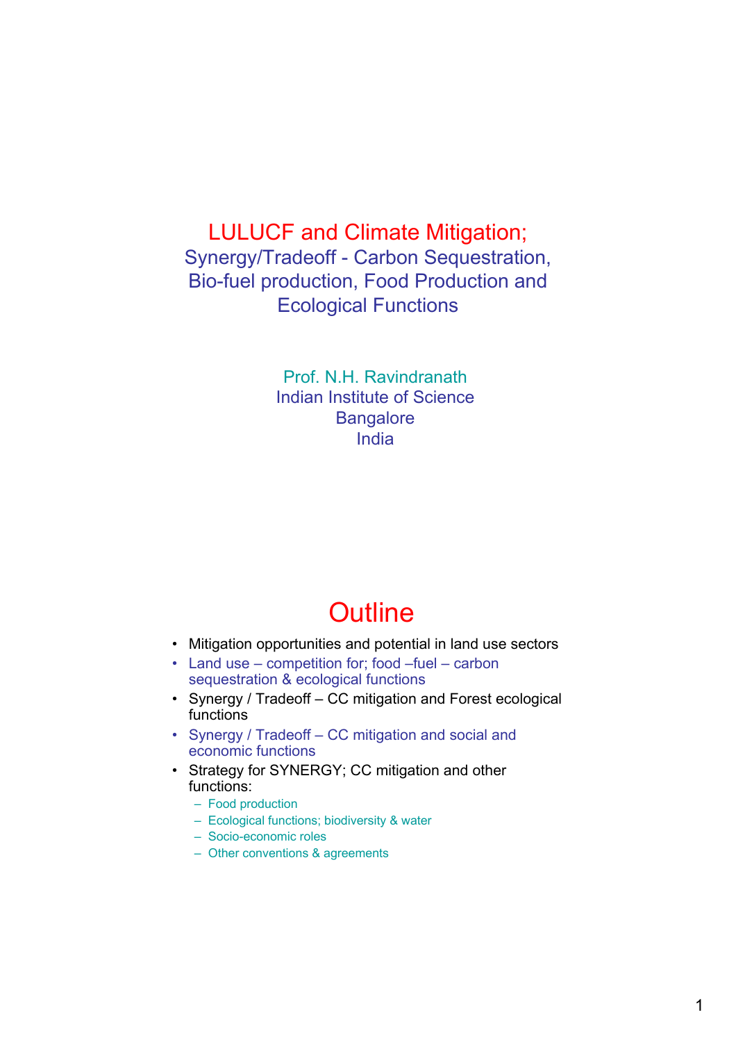# LULUCF and Climate Mitigation;

## Synergy/Tradeoff - Carbon Sequestration, Bio-fuel production, Food Production and Ecological Functions

Prof. N.H. Ravindranath
Indian Institute of Science
Bangalore
India

# Outline

- Mitigation opportunities and potential in land use sectors
- Land use – competition for; food –fuel – carbon sequestration & ecological functions
- Synergy / Tradeoff – CC mitigation and Forest ecological functions
- Synergy / Tradeoff – CC mitigation and social and economic functions
- Strategy for SYNERGY; CC mitigation and other functions:
  - Food production
  - Ecological functions; biodiversity & water
  - Socio-economic roles
  - Other conventions & agreements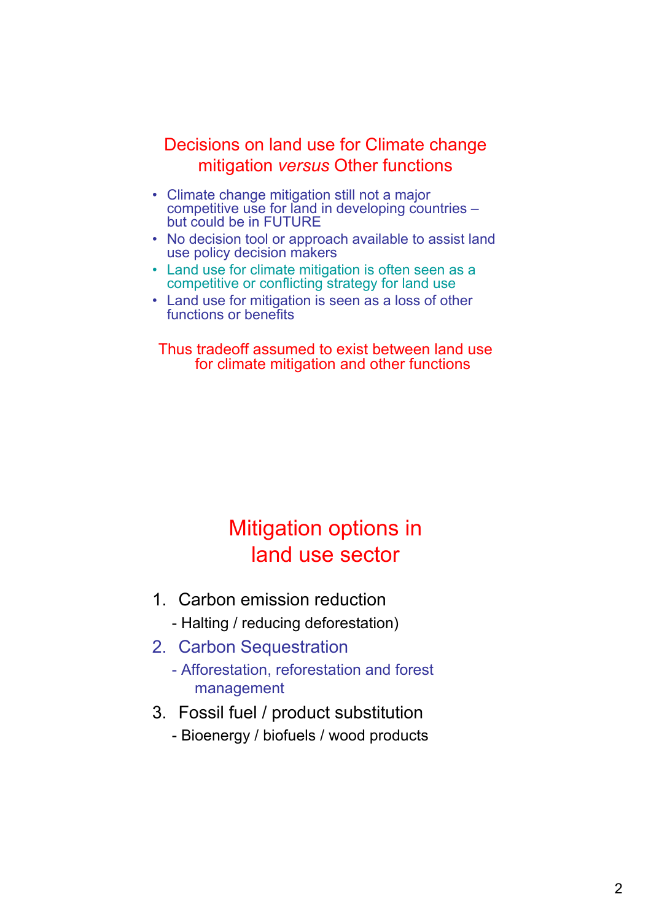## Decisions on land use for Climate change mitigation *versus* Other functions

- Climate change mitigation still not a major competitive use for land in developing countries – but could be in FUTURE
- No decision tool or approach available to assist land use policy decision makers
- Land use for climate mitigation is often seen as a competitive or conflicting strategy for land use
- Land use for mitigation is seen as a loss of other functions or benefits

Thus tradeoff assumed to exist between land use for climate mitigation and other functions

## Mitigation options in land use sector

1. Carbon emission reduction
   - Halting / reducing deforestation)
2. Carbon Sequestration
   - Afforestation, reforestation and forest management
3. Fossil fuel / product substitution
   - Bioenergy / biofuels / wood products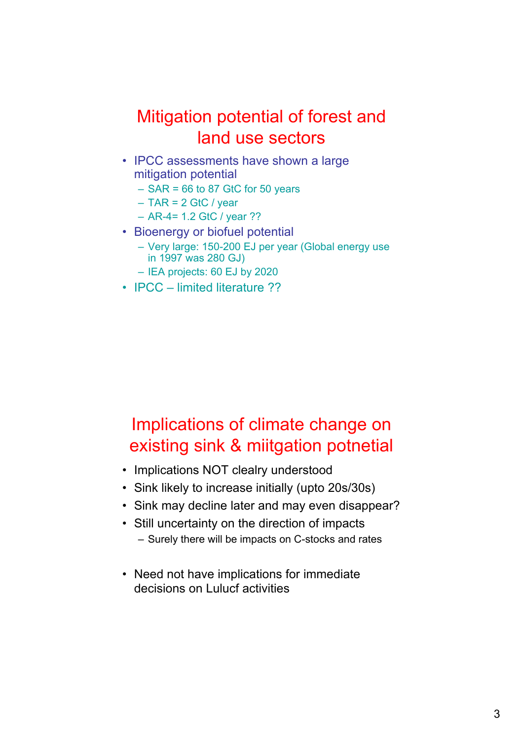## Mitigation potential of forest and land use sectors

- IPCC assessments have shown a large mitigation potential
  - SAR = 66 to 87 GtC for 50 years
  - TAR = 2 GtC / year
  - AR-4= 1.2 GtC / year ??
- Bioenergy or biofuel potential
  - Very large: 150-200 EJ per year (Global energy use in 1997 was 280 GJ)
  - IEA projects: 60 EJ by 2020
- IPCC – limited literature ??

## Implications of climate change on existing sink & miitgation potnetial

- Implications NOT clealry understood
- Sink likely to increase initially (upto 20s/30s)
- Sink may decline later and may even disappear?
- Still uncertainty on the direction of impacts
  - Surely there will be impacts on C-stocks and rates

- Need not have implications for immediate decisions on Lulucf activities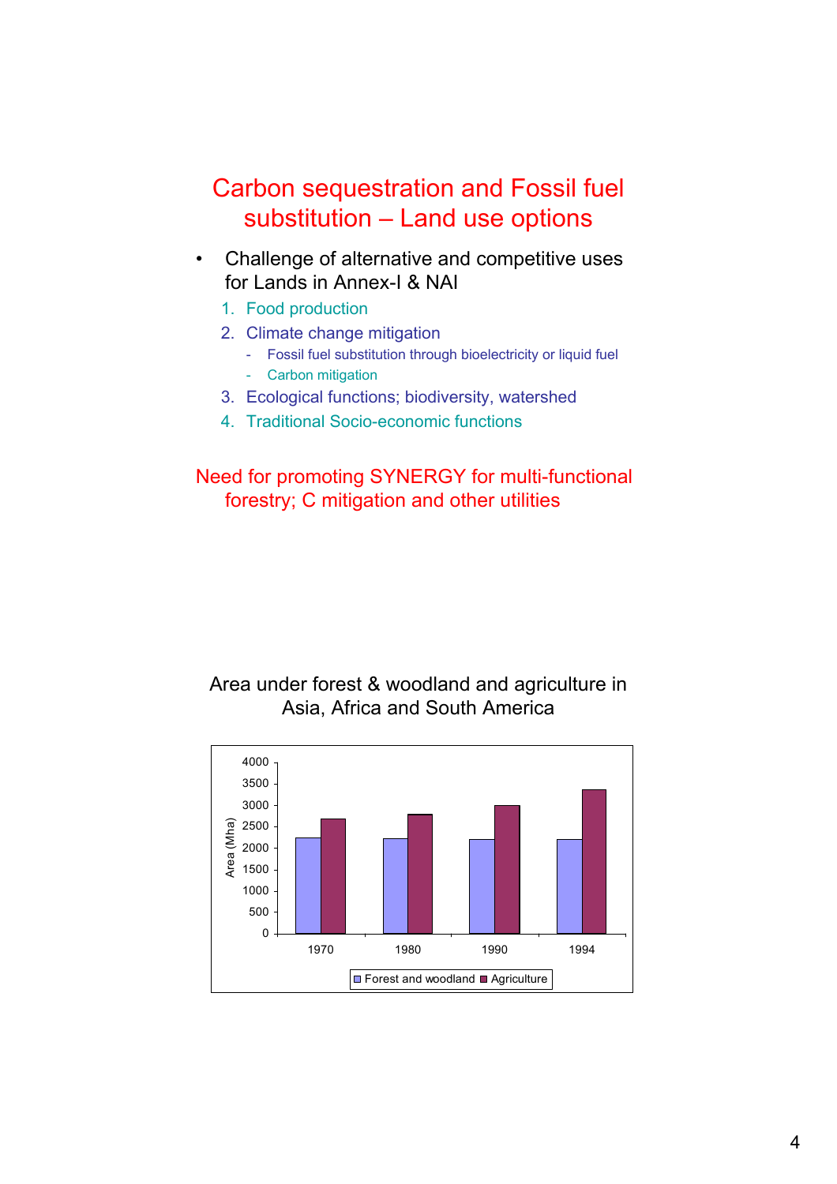# Carbon sequestration and Fossil fuel substitution – Land use options

- Challenge of alternative and competitive uses for Lands in Annex-I & NAI
  1. Food production
  2. Climate change mitigation
     - Fossil fuel substitution through bioelectricity or liquid fuel
     - Carbon mitigation
  3. Ecological functions; biodiversity, watershed
  4. Traditional Socio-economic functions

Need for promoting SYNERGY for multi-functional forestry; C mitigation and other utilities

Area under forest & woodland and agriculture in Asia, Africa and South America

| Year | Forest and woodland (Mha) | Agriculture (Mha) |
|---|---|---|
| 1970 | ~2250 | ~2680 |
| 1980 | ~2230 | ~2790 |
| 1990 | ~2210 | ~3000 |
| 1994 | ~2200 | ~3370 |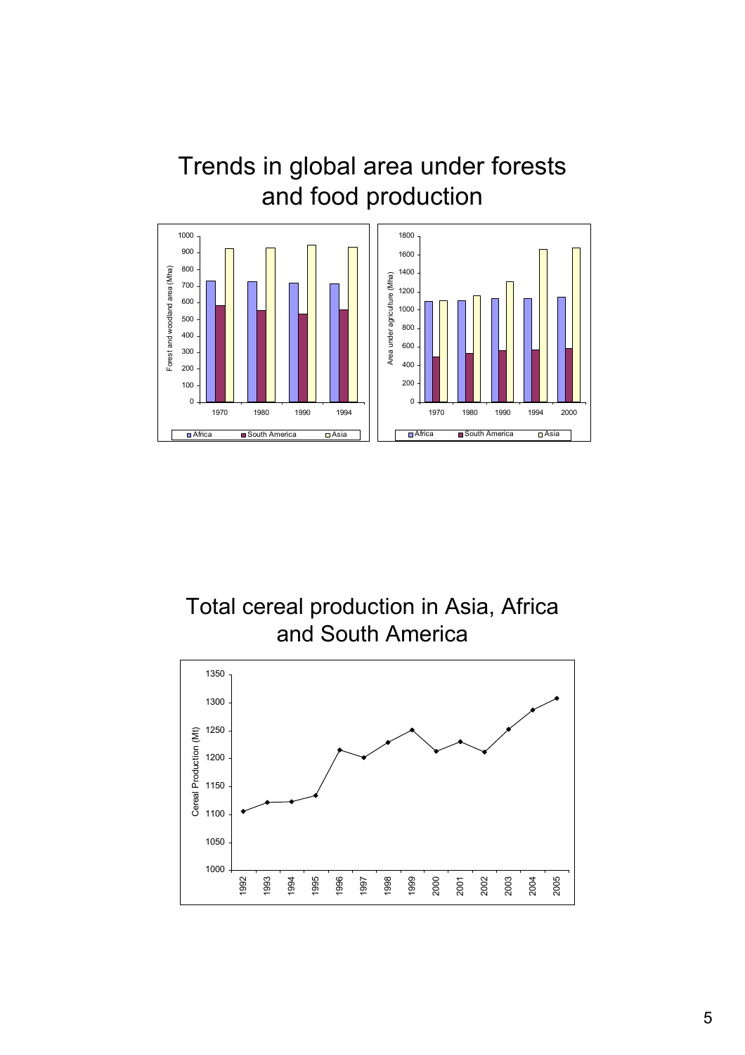# Trends in global area under forests and food production

# Total cereal production in Asia, Africa and South America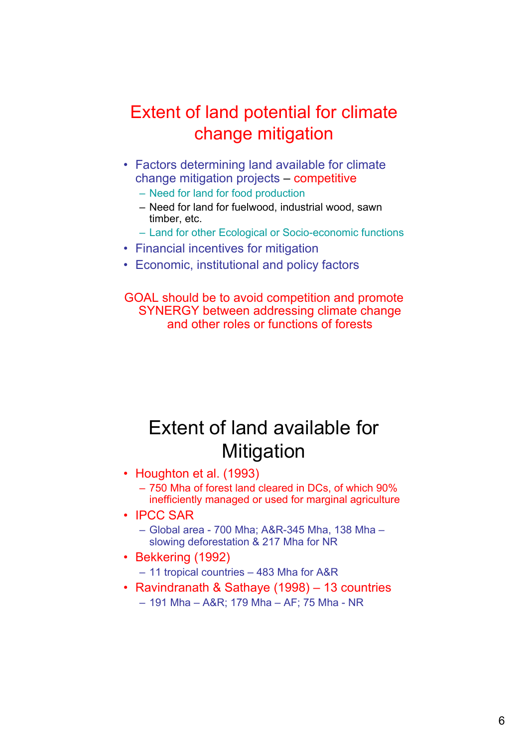## Extent of land potential for climate change mitigation

- Factors determining land available for climate change mitigation projects – competitive
  - Need for land for food production
  - Need for land for fuelwood, industrial wood, sawn timber, etc.
  - Land for other Ecological or Socio-economic functions
- Financial incentives for mitigation
- Economic, institutional and policy factors

GOAL should be to avoid competition and promote SYNERGY between addressing climate change and other roles or functions of forests

## Extent of land available for Mitigation

- Houghton et al. (1993)
  - 750 Mha of forest land cleared in DCs, of which 90% inefficiently managed or used for marginal agriculture
- IPCC SAR
  - Global area - 700 Mha; A&R-345 Mha, 138 Mha – slowing deforestation & 217 Mha for NR
- Bekkering (1992)
  - 11 tropical countries – 483 Mha for A&R
- Ravindranath & Sathaye (1998) – 13 countries
  - 191 Mha – A&R; 179 Mha – AF; 75 Mha - NR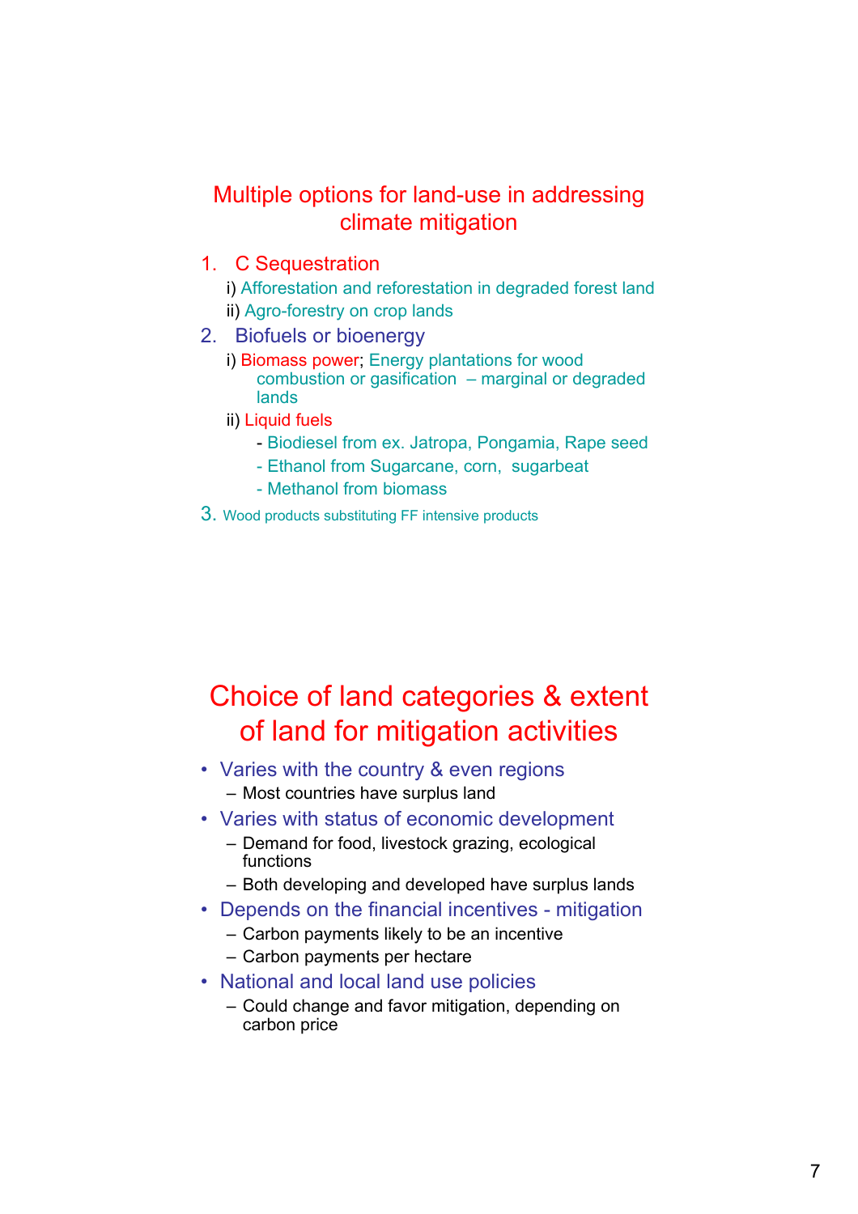## Multiple options for land-use in addressing climate mitigation

1. C Sequestration
   i) Afforestation and reforestation in degraded forest land
   ii) Agro-forestry on crop lands
2. Biofuels or bioenergy
   i) Biomass power; Energy plantations for wood combustion or gasification – marginal or degraded lands
   ii) Liquid fuels
      - Biodiesel from ex. Jatropa, Pongamia, Rape seed
      - Ethanol from Sugarcane, corn, sugarbeat
      - Methanol from biomass
3. Wood products substituting FF intensive products

## Choice of land categories & extent of land for mitigation activities

- Varies with the country & even regions
  - Most countries have surplus land
- Varies with status of economic development
  - Demand for food, livestock grazing, ecological functions
  - Both developing and developed have surplus lands
- Depends on the financial incentives - mitigation
  - Carbon payments likely to be an incentive
  - Carbon payments per hectare
- National and local land use policies
  - Could change and favor mitigation, depending on carbon price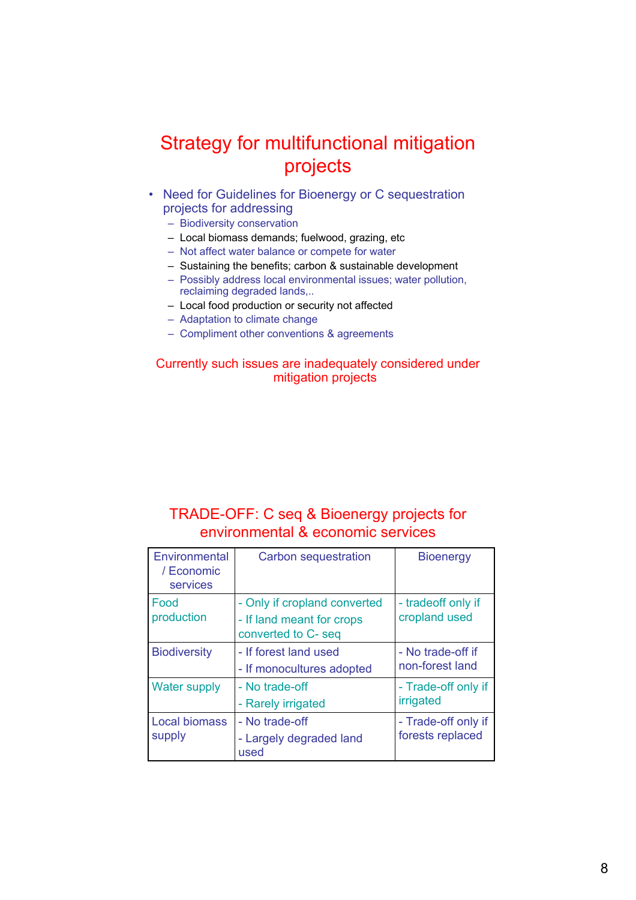# Strategy for multifunctional mitigation projects

- Need for Guidelines for Bioenergy or C sequestration projects for addressing
  - Biodiversity conservation
  - Local biomass demands; fuelwood, grazing, etc
  - Not affect water balance or compete for water
  - Sustaining the benefits; carbon & sustainable development
  - Possibly address local environmental issues; water pollution, reclaiming degraded lands,..
  - Local food production or security not affected
  - Adaptation to climate change
  - Compliment other conventions & agreements

Currently such issues are inadequately considered under mitigation projects

## TRADE-OFF: C seq & Bioenergy projects for environmental & economic services

| Environmental / Economic services | Carbon sequestration | Bioenergy |
|---|---|---|
| Food production | - Only if cropland converted<br>- If land meant for crops converted to C- seq | - tradeoff only if cropland used |
| Biodiversity | - If forest land used<br>- If monocultures adopted | - No trade-off if non-forest land |
| Water supply | - No trade-off<br>- Rarely irrigated | - Trade-off only if irrigated |
| Local biomass supply | - No trade-off<br>- Largely degraded land used | - Trade-off only if forests replaced |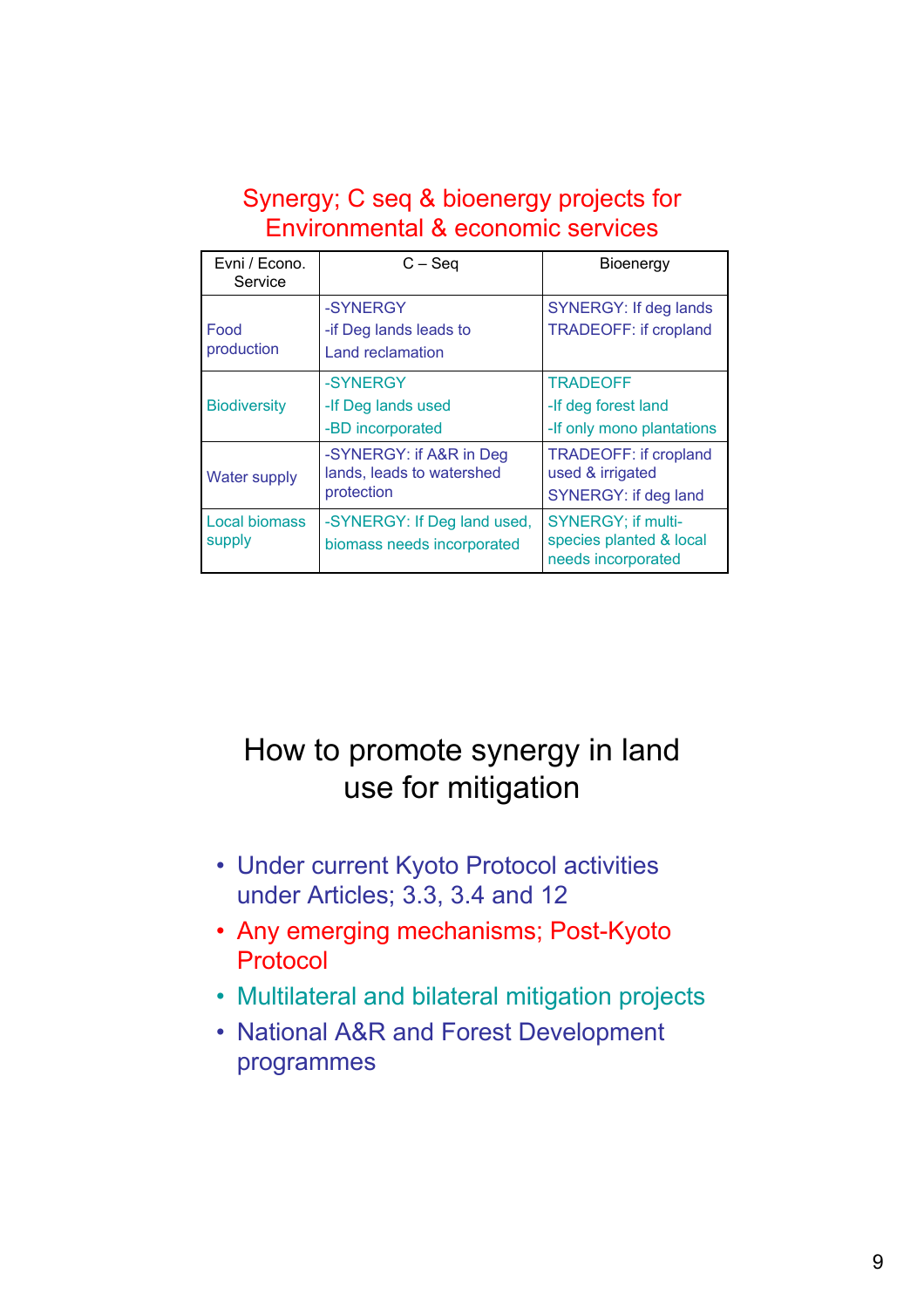## Synergy; C seq & bioenergy projects for Environmental & economic services

| Evni / Econo. Service | C – Seq | Bioenergy |
|---|---|---|
| Food production | -SYNERGY<br>-if Deg lands leads to Land reclamation | SYNERGY: If deg lands<br>TRADEOFF: if cropland |
| Biodiversity | -SYNERGY<br>-If Deg lands used<br>-BD incorporated | TRADEOFF<br>-If deg forest land<br>-If only mono plantations |
| Water supply | -SYNERGY: if A&R in Deg lands, leads to watershed protection | TRADEOFF: if cropland used & irrigated<br>SYNERGY: if deg land |
| Local biomass supply | -SYNERGY: If Deg land used, biomass needs incorporated | SYNERGY; if multi-species planted & local needs incorporated |

## How to promote synergy in land use for mitigation

- Under current Kyoto Protocol activities under Articles; 3.3, 3.4 and 12
- Any emerging mechanisms; Post-Kyoto Protocol
- Multilateral and bilateral mitigation projects
- National A&R and Forest Development programmes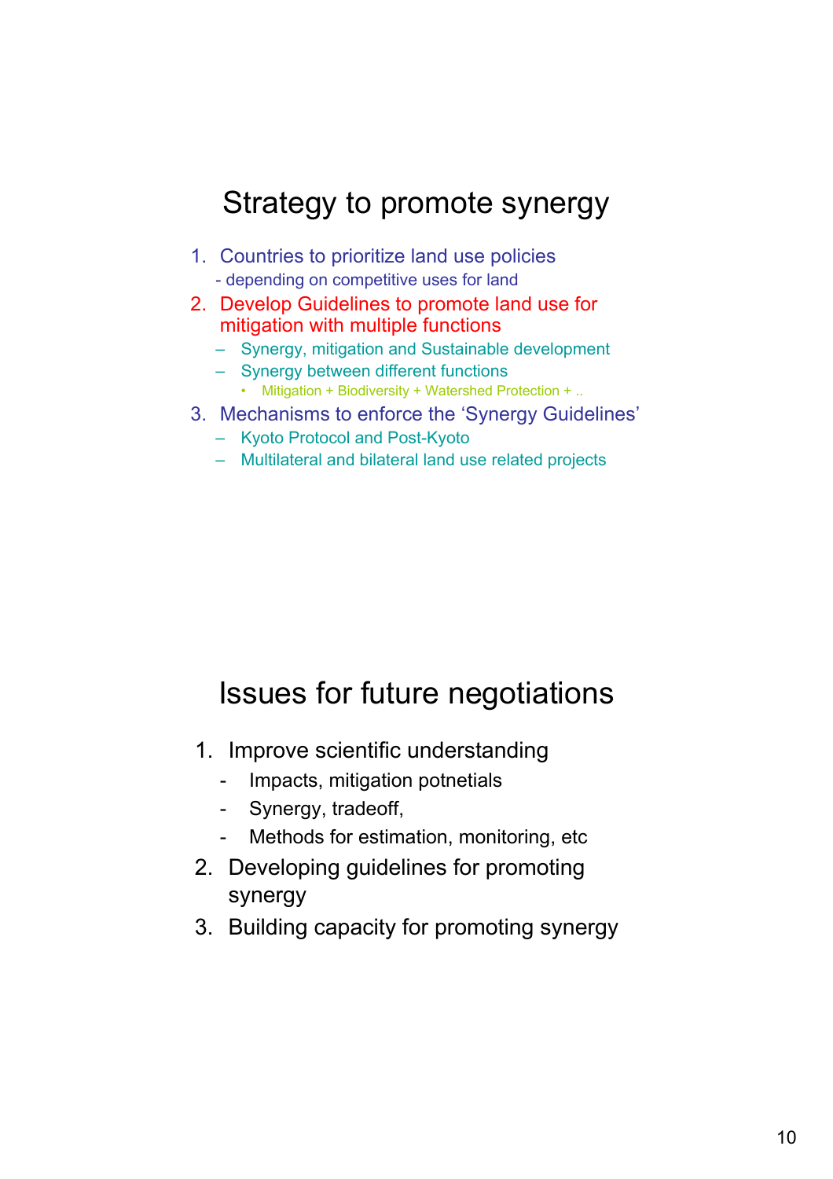## Strategy to promote synergy

1. Countries to prioritize land use policies
   - depending on competitive uses for land
2. Develop Guidelines to promote land use for mitigation with multiple functions
   – Synergy, mitigation and Sustainable development
   – Synergy between different functions
     • Mitigation + Biodiversity + Watershed Protection + ..
3. Mechanisms to enforce the 'Synergy Guidelines'
   – Kyoto Protocol and Post-Kyoto
   – Multilateral and bilateral land use related projects

## Issues for future negotiations

1. Improve scientific understanding
   - Impacts, mitigation potnetials
   - Synergy, tradeoff,
   - Methods for estimation, monitoring, etc
2. Developing guidelines for promoting synergy
3. Building capacity for promoting synergy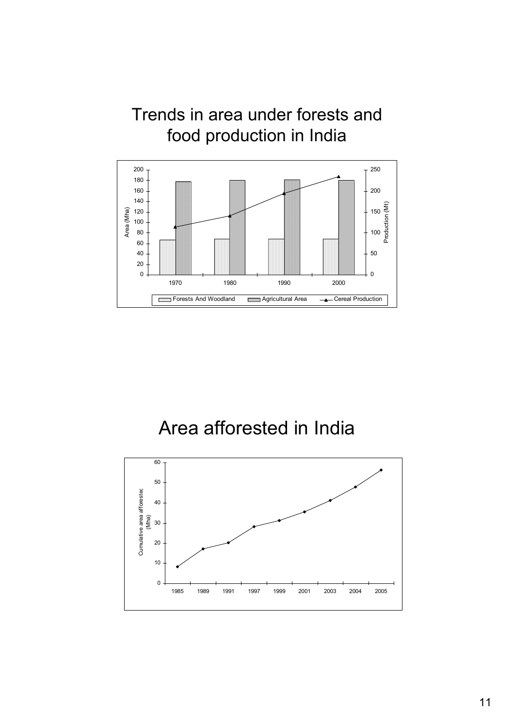# Trends in area under forests and food production in India

# Area afforested in India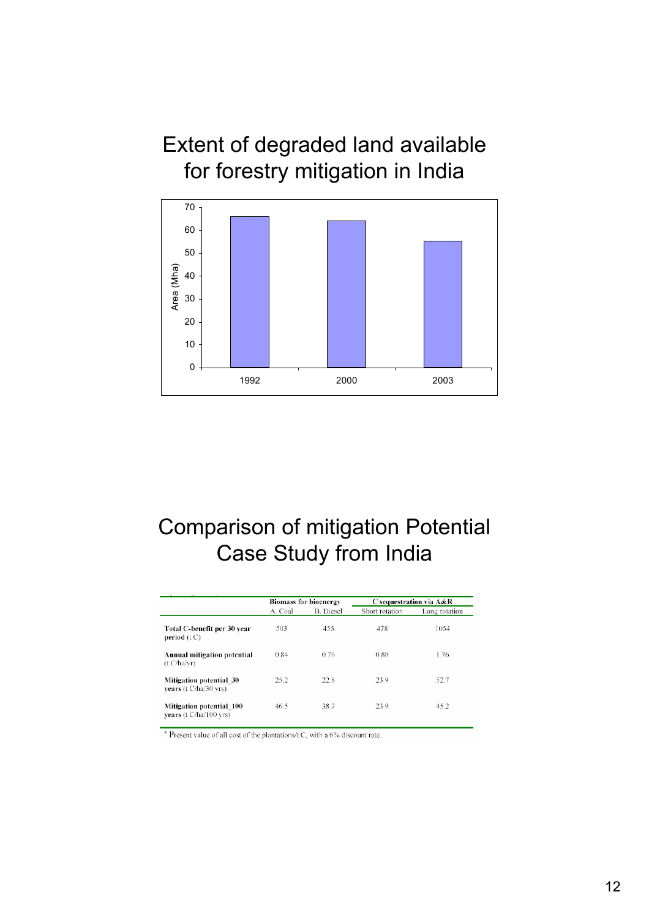# Extent of degraded land available for forestry mitigation in India

Area (Mha)

70
60
50
40
30
20
10
0

1992
2000
2003

# Comparison of mitigation Potential Case Study from India

| | Biomass for bioenergy | | C sequestration via A&R | |
|---|---|---|---|---|
| | A. Coal | B. Diesel | Short rotation | Long rotation |
| **Total C-benefit per 30 year period** (t C) | 503 | 455 | 478 | 1054 |
| **Annual mitigation potential** (t C/ha/yr) | 0.84 | 0.76 | 0.80 | 1.76 |
| **Mitigation potential_30 years** (t C/ha/30 yrs) | 25.2 | 22.8 | 23.9 | 52.7 |
| **Mitigation potential_100 years** (t C/ha/100 yrs) | 46.5 | 38.7 | 23.9 | 45.2 |

[a] Present value of all cost of the plantations/t C, with a 6% discount rate.